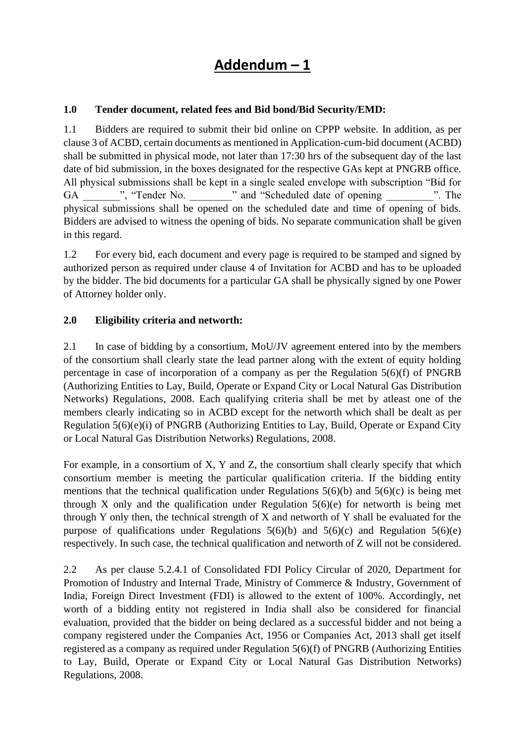# Addendum – 1

**1.0 Tender document, related fees and Bid bond/Bid Security/EMD:**

1.1 Bidders are required to submit their bid online on CPPP website. In addition, as per clause 3 of ACBD, certain documents as mentioned in Application-cum-bid document (ACBD) shall be submitted in physical mode, not later than 17:30 hrs of the subsequent day of the last date of bid submission, in the boxes designated for the respective GAs kept at PNGRB office. All physical submissions shall be kept in a single sealed envelope with subscription "Bid for GA _______", "Tender No. ________" and "Scheduled date of opening _________". The physical submissions shall be opened on the scheduled date and time of opening of bids. Bidders are advised to witness the opening of bids. No separate communication shall be given in this regard.

1.2 For every bid, each document and every page is required to be stamped and signed by authorized person as required under clause 4 of Invitation for ACBD and has to be uploaded by the bidder. The bid documents for a particular GA shall be physically signed by one Power of Attorney holder only.

**2.0 Eligibility criteria and networth:**

2.1 In case of bidding by a consortium, MoU/JV agreement entered into by the members of the consortium shall clearly state the lead partner along with the extent of equity holding percentage in case of incorporation of a company as per the Regulation 5(6)(f) of PNGRB (Authorizing Entities to Lay, Build, Operate or Expand City or Local Natural Gas Distribution Networks) Regulations, 2008. Each qualifying criteria shall be met by atleast one of the members clearly indicating so in ACBD except for the networth which shall be dealt as per Regulation 5(6)(e)(i) of PNGRB (Authorizing Entities to Lay, Build, Operate or Expand City or Local Natural Gas Distribution Networks) Regulations, 2008.

For example, in a consortium of X, Y and Z, the consortium shall clearly specify that which consortium member is meeting the particular qualification criteria. If the bidding entity mentions that the technical qualification under Regulations 5(6)(b) and 5(6)(c) is being met through X only and the qualification under Regulation 5(6)(e) for networth is being met through Y only then, the technical strength of X and networth of Y shall be evaluated for the purpose of qualifications under Regulations 5(6)(b) and 5(6)(c) and Regulation 5(6)(e) respectively. In such case, the technical qualification and networth of Z will not be considered.

2.2 As per clause 5.2.4.1 of Consolidated FDI Policy Circular of 2020, Department for Promotion of Industry and Internal Trade, Ministry of Commerce & Industry, Government of India, Foreign Direct Investment (FDI) is allowed to the extent of 100%. Accordingly, net worth of a bidding entity not registered in India shall also be considered for financial evaluation, provided that the bidder on being declared as a successful bidder and not being a company registered under the Companies Act, 1956 or Companies Act, 2013 shall get itself registered as a company as required under Regulation 5(6)(f) of PNGRB (Authorizing Entities to Lay, Build, Operate or Expand City or Local Natural Gas Distribution Networks) Regulations, 2008.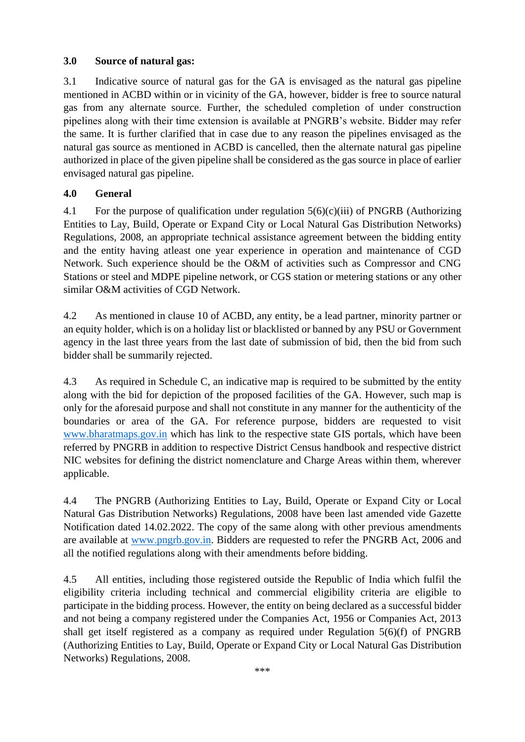## 3.0 Source of natural gas:

3.1 Indicative source of natural gas for the GA is envisaged as the natural gas pipeline mentioned in ACBD within or in vicinity of the GA, however, bidder is free to source natural gas from any alternate source. Further, the scheduled completion of under construction pipelines along with their time extension is available at PNGRB's website. Bidder may refer the same. It is further clarified that in case due to any reason the pipelines envisaged as the natural gas source as mentioned in ACBD is cancelled, then the alternate natural gas pipeline authorized in place of the given pipeline shall be considered as the gas source in place of earlier envisaged natural gas pipeline.

## 4.0 General

4.1 For the purpose of qualification under regulation 5(6)(c)(iii) of PNGRB (Authorizing Entities to Lay, Build, Operate or Expand City or Local Natural Gas Distribution Networks) Regulations, 2008, an appropriate technical assistance agreement between the bidding entity and the entity having atleast one year experience in operation and maintenance of CGD Network. Such experience should be the O&M of activities such as Compressor and CNG Stations or steel and MDPE pipeline network, or CGS station or metering stations or any other similar O&M activities of CGD Network.

4.2 As mentioned in clause 10 of ACBD, any entity, be a lead partner, minority partner or an equity holder, which is on a holiday list or blacklisted or banned by any PSU or Government agency in the last three years from the last date of submission of bid, then the bid from such bidder shall be summarily rejected.

4.3 As required in Schedule C, an indicative map is required to be submitted by the entity along with the bid for depiction of the proposed facilities of the GA. However, such map is only for the aforesaid purpose and shall not constitute in any manner for the authenticity of the boundaries or area of the GA. For reference purpose, bidders are requested to visit www.bharatmaps.gov.in which has link to the respective state GIS portals, which have been referred by PNGRB in addition to respective District Census handbook and respective district NIC websites for defining the district nomenclature and Charge Areas within them, wherever applicable.

4.4 The PNGRB (Authorizing Entities to Lay, Build, Operate or Expand City or Local Natural Gas Distribution Networks) Regulations, 2008 have been last amended vide Gazette Notification dated 14.02.2022. The copy of the same along with other previous amendments are available at www.pngrb.gov.in. Bidders are requested to refer the PNGRB Act, 2006 and all the notified regulations along with their amendments before bidding.

4.5 All entities, including those registered outside the Republic of India which fulfil the eligibility criteria including technical and commercial eligibility criteria are eligible to participate in the bidding process. However, the entity on being declared as a successful bidder and not being a company registered under the Companies Act, 1956 or Companies Act, 2013 shall get itself registered as a company as required under Regulation 5(6)(f) of PNGRB (Authorizing Entities to Lay, Build, Operate or Expand City or Local Natural Gas Distribution Networks) Regulations, 2008.

***